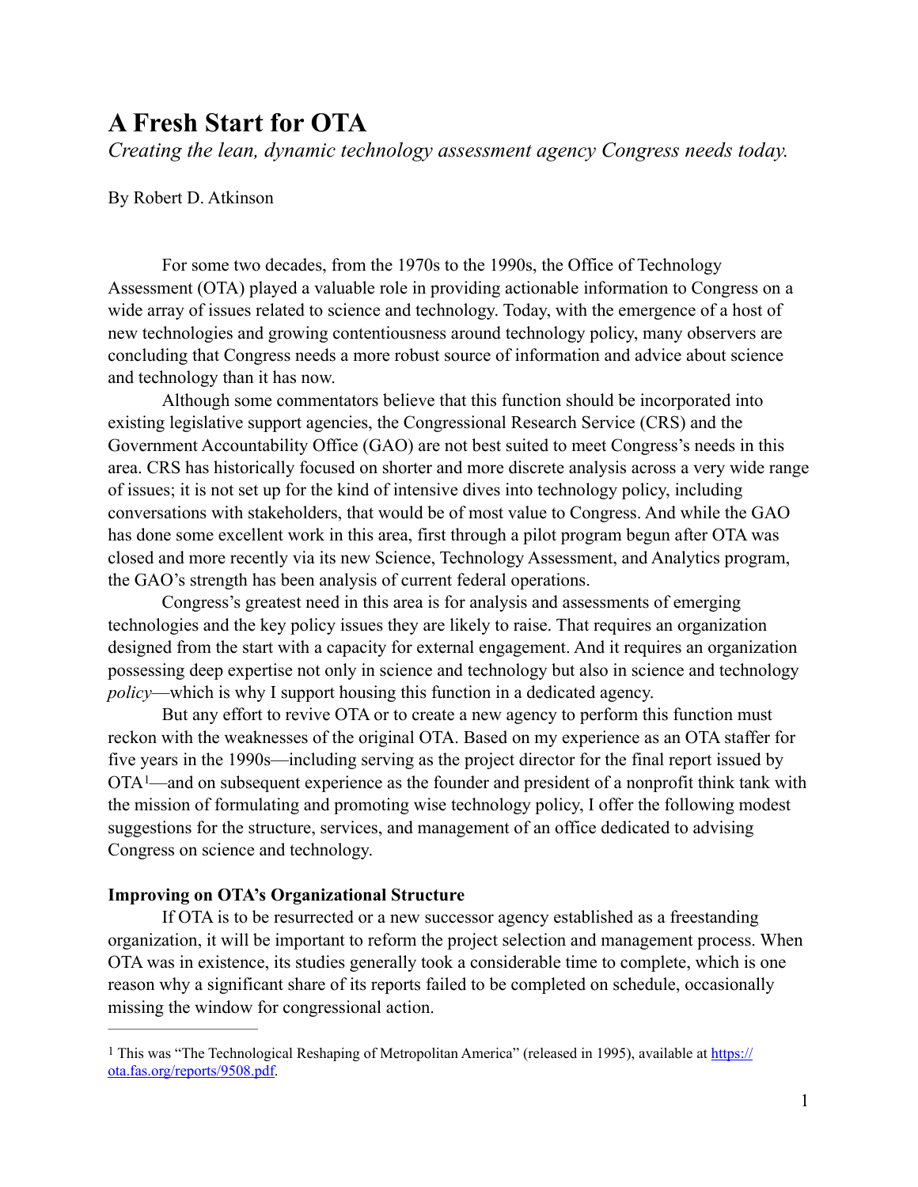# A Fresh Start for OTA

*Creating the lean, dynamic technology assessment agency Congress needs today.*

By Robert D. Atkinson

For some two decades, from the 1970s to the 1990s, the Office of Technology Assessment (OTA) played a valuable role in providing actionable information to Congress on a wide array of issues related to science and technology. Today, with the emergence of a host of new technologies and growing contentiousness around technology policy, many observers are concluding that Congress needs a more robust source of information and advice about science and technology than it has now.

Although some commentators believe that this function should be incorporated into existing legislative support agencies, the Congressional Research Service (CRS) and the Government Accountability Office (GAO) are not best suited to meet Congress's needs in this area. CRS has historically focused on shorter and more discrete analysis across a very wide range of issues; it is not set up for the kind of intensive dives into technology policy, including conversations with stakeholders, that would be of most value to Congress. And while the GAO has done some excellent work in this area, first through a pilot program begun after OTA was closed and more recently via its new Science, Technology Assessment, and Analytics program, the GAO's strength has been analysis of current federal operations.

Congress's greatest need in this area is for analysis and assessments of emerging technologies and the key policy issues they are likely to raise. That requires an organization designed from the start with a capacity for external engagement. And it requires an organization possessing deep expertise not only in science and technology but also in science and technology *policy*—which is why I support housing this function in a dedicated agency.

But any effort to revive OTA or to create a new agency to perform this function must reckon with the weaknesses of the original OTA. Based on my experience as an OTA staffer for five years in the 1990s—including serving as the project director for the final report issued by OTA[1]—and on subsequent experience as the founder and president of a nonprofit think tank with the mission of formulating and promoting wise technology policy, I offer the following modest suggestions for the structure, services, and management of an office dedicated to advising Congress on science and technology.

**Improving on OTA's Organizational Structure**

If OTA is to be resurrected or a new successor agency established as a freestanding organization, it will be important to reform the project selection and management process. When OTA was in existence, its studies generally took a considerable time to complete, which is one reason why a significant share of its reports failed to be completed on schedule, occasionally missing the window for congressional action.

---

[1] This was "The Technological Reshaping of Metropolitan America" (released in 1995), available at https://ota.fas.org/reports/9508.pdf.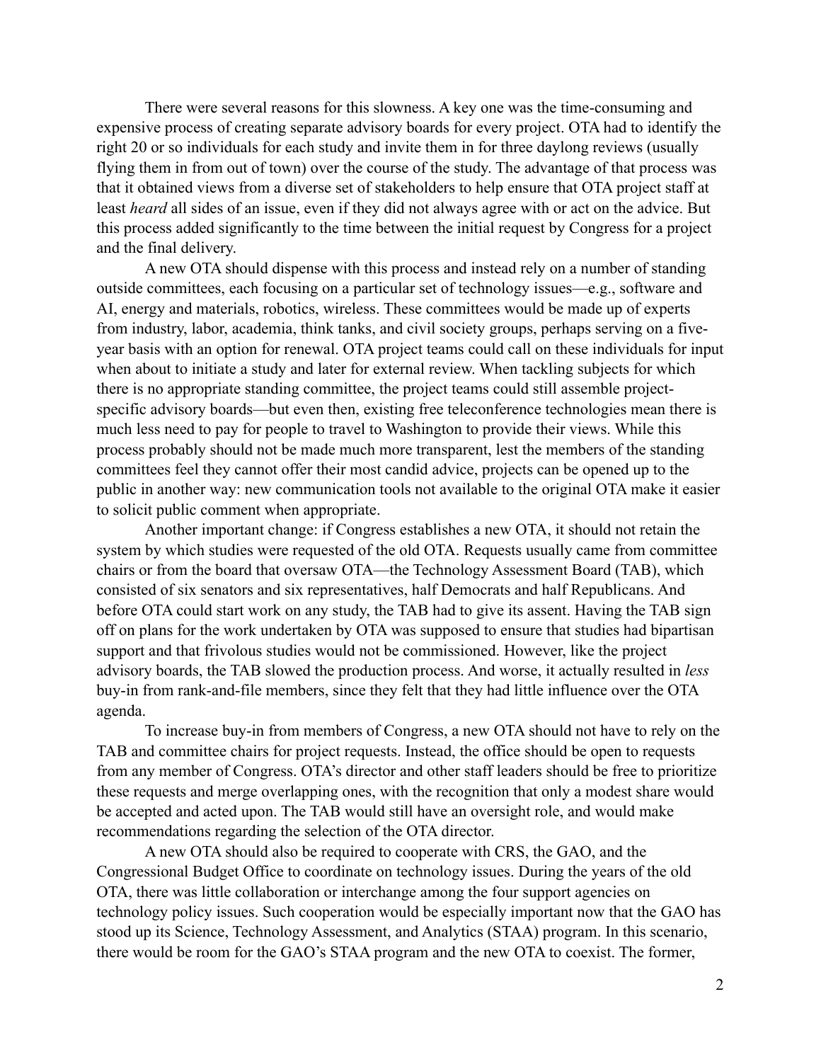There were several reasons for this slowness. A key one was the time-consuming and expensive process of creating separate advisory boards for every project. OTA had to identify the right 20 or so individuals for each study and invite them in for three daylong reviews (usually flying them in from out of town) over the course of the study. The advantage of that process was that it obtained views from a diverse set of stakeholders to help ensure that OTA project staff at least *heard* all sides of an issue, even if they did not always agree with or act on the advice. But this process added significantly to the time between the initial request by Congress for a project and the final delivery.

A new OTA should dispense with this process and instead rely on a number of standing outside committees, each focusing on a particular set of technology issues—e.g., software and AI, energy and materials, robotics, wireless. These committees would be made up of experts from industry, labor, academia, think tanks, and civil society groups, perhaps serving on a five-year basis with an option for renewal. OTA project teams could call on these individuals for input when about to initiate a study and later for external review. When tackling subjects for which there is no appropriate standing committee, the project teams could still assemble project-specific advisory boards—but even then, existing free teleconference technologies mean there is much less need to pay for people to travel to Washington to provide their views. While this process probably should not be made much more transparent, lest the members of the standing committees feel they cannot offer their most candid advice, projects can be opened up to the public in another way: new communication tools not available to the original OTA make it easier to solicit public comment when appropriate.

Another important change: if Congress establishes a new OTA, it should not retain the system by which studies were requested of the old OTA. Requests usually came from committee chairs or from the board that oversaw OTA—the Technology Assessment Board (TAB), which consisted of six senators and six representatives, half Democrats and half Republicans. And before OTA could start work on any study, the TAB had to give its assent. Having the TAB sign off on plans for the work undertaken by OTA was supposed to ensure that studies had bipartisan support and that frivolous studies would not be commissioned. However, like the project advisory boards, the TAB slowed the production process. And worse, it actually resulted in *less* buy-in from rank-and-file members, since they felt that they had little influence over the OTA agenda.

To increase buy-in from members of Congress, a new OTA should not have to rely on the TAB and committee chairs for project requests. Instead, the office should be open to requests from any member of Congress. OTA's director and other staff leaders should be free to prioritize these requests and merge overlapping ones, with the recognition that only a modest share would be accepted and acted upon. The TAB would still have an oversight role, and would make recommendations regarding the selection of the OTA director.

A new OTA should also be required to cooperate with CRS, the GAO, and the Congressional Budget Office to coordinate on technology issues. During the years of the old OTA, there was little collaboration or interchange among the four support agencies on technology policy issues. Such cooperation would be especially important now that the GAO has stood up its Science, Technology Assessment, and Analytics (STAA) program. In this scenario, there would be room for the GAO's STAA program and the new OTA to coexist. The former,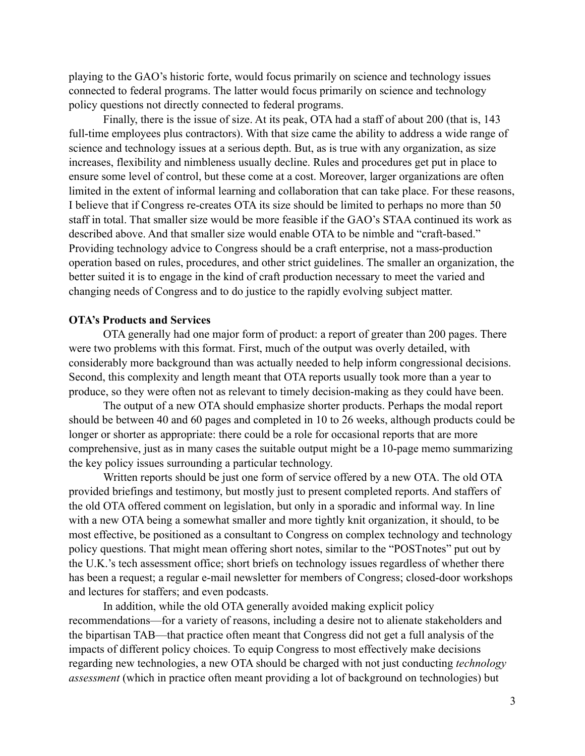playing to the GAO's historic forte, would focus primarily on science and technology issues connected to federal programs. The latter would focus primarily on science and technology policy questions not directly connected to federal programs.

Finally, there is the issue of size. At its peak, OTA had a staff of about 200 (that is, 143 full-time employees plus contractors). With that size came the ability to address a wide range of science and technology issues at a serious depth. But, as is true with any organization, as size increases, flexibility and nimbleness usually decline. Rules and procedures get put in place to ensure some level of control, but these come at a cost. Moreover, larger organizations are often limited in the extent of informal learning and collaboration that can take place. For these reasons, I believe that if Congress re-creates OTA its size should be limited to perhaps no more than 50 staff in total. That smaller size would be more feasible if the GAO's STAA continued its work as described above. And that smaller size would enable OTA to be nimble and "craft-based." Providing technology advice to Congress should be a craft enterprise, not a mass-production operation based on rules, procedures, and other strict guidelines. The smaller an organization, the better suited it is to engage in the kind of craft production necessary to meet the varied and changing needs of Congress and to do justice to the rapidly evolving subject matter.

**OTA's Products and Services**

OTA generally had one major form of product: a report of greater than 200 pages. There were two problems with this format. First, much of the output was overly detailed, with considerably more background than was actually needed to help inform congressional decisions. Second, this complexity and length meant that OTA reports usually took more than a year to produce, so they were often not as relevant to timely decision-making as they could have been.

The output of a new OTA should emphasize shorter products. Perhaps the modal report should be between 40 and 60 pages and completed in 10 to 26 weeks, although products could be longer or shorter as appropriate: there could be a role for occasional reports that are more comprehensive, just as in many cases the suitable output might be a 10-page memo summarizing the key policy issues surrounding a particular technology.

Written reports should be just one form of service offered by a new OTA. The old OTA provided briefings and testimony, but mostly just to present completed reports. And staffers of the old OTA offered comment on legislation, but only in a sporadic and informal way. In line with a new OTA being a somewhat smaller and more tightly knit organization, it should, to be most effective, be positioned as a consultant to Congress on complex technology and technology policy questions. That might mean offering short notes, similar to the "POSTnotes" put out by the U.K.'s tech assessment office; short briefs on technology issues regardless of whether there has been a request; a regular e-mail newsletter for members of Congress; closed-door workshops and lectures for staffers; and even podcasts.

In addition, while the old OTA generally avoided making explicit policy recommendations—for a variety of reasons, including a desire not to alienate stakeholders and the bipartisan TAB—that practice often meant that Congress did not get a full analysis of the impacts of different policy choices. To equip Congress to most effectively make decisions regarding new technologies, a new OTA should be charged with not just conducting *technology assessment* (which in practice often meant providing a lot of background on technologies) but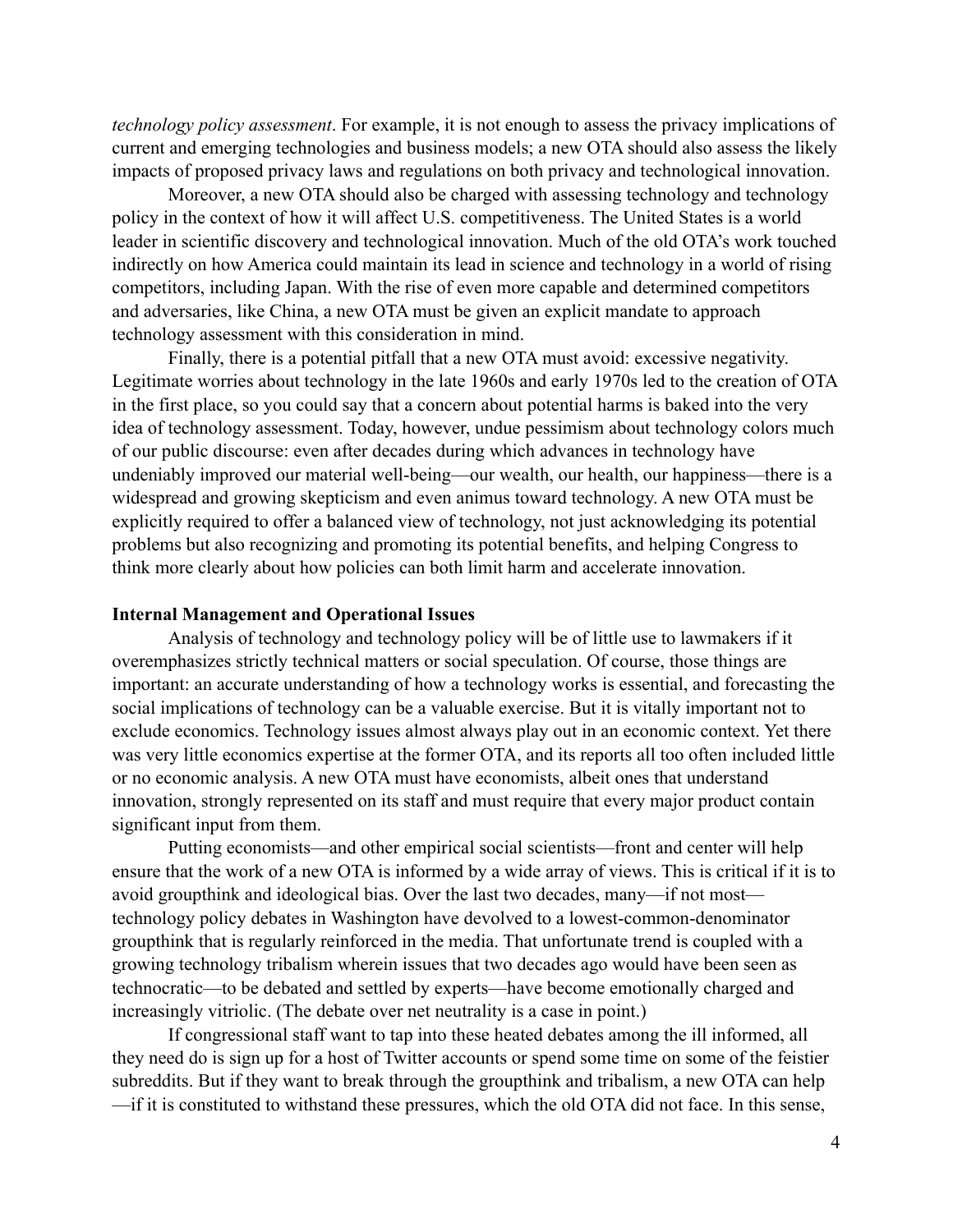*technology policy assessment*. For example, it is not enough to assess the privacy implications of current and emerging technologies and business models; a new OTA should also assess the likely impacts of proposed privacy laws and regulations on both privacy and technological innovation.

Moreover, a new OTA should also be charged with assessing technology and technology policy in the context of how it will affect U.S. competitiveness. The United States is a world leader in scientific discovery and technological innovation. Much of the old OTA's work touched indirectly on how America could maintain its lead in science and technology in a world of rising competitors, including Japan. With the rise of even more capable and determined competitors and adversaries, like China, a new OTA must be given an explicit mandate to approach technology assessment with this consideration in mind.

Finally, there is a potential pitfall that a new OTA must avoid: excessive negativity. Legitimate worries about technology in the late 1960s and early 1970s led to the creation of OTA in the first place, so you could say that a concern about potential harms is baked into the very idea of technology assessment. Today, however, undue pessimism about technology colors much of our public discourse: even after decades during which advances in technology have undeniably improved our material well-being—our wealth, our health, our happiness—there is a widespread and growing skepticism and even animus toward technology. A new OTA must be explicitly required to offer a balanced view of technology, not just acknowledging its potential problems but also recognizing and promoting its potential benefits, and helping Congress to think more clearly about how policies can both limit harm and accelerate innovation.

**Internal Management and Operational Issues**

Analysis of technology and technology policy will be of little use to lawmakers if it overemphasizes strictly technical matters or social speculation. Of course, those things are important: an accurate understanding of how a technology works is essential, and forecasting the social implications of technology can be a valuable exercise. But it is vitally important not to exclude economics. Technology issues almost always play out in an economic context. Yet there was very little economics expertise at the former OTA, and its reports all too often included little or no economic analysis. A new OTA must have economists, albeit ones that understand innovation, strongly represented on its staff and must require that every major product contain significant input from them.

Putting economists—and other empirical social scientists—front and center will help ensure that the work of a new OTA is informed by a wide array of views. This is critical if it is to avoid groupthink and ideological bias. Over the last two decades, many—if not most—technology policy debates in Washington have devolved to a lowest-common-denominator groupthink that is regularly reinforced in the media. That unfortunate trend is coupled with a growing technology tribalism wherein issues that two decades ago would have been seen as technocratic—to be debated and settled by experts—have become emotionally charged and increasingly vitriolic. (The debate over net neutrality is a case in point.)

If congressional staff want to tap into these heated debates among the ill informed, all they need do is sign up for a host of Twitter accounts or spend some time on some of the feistier subreddits. But if they want to break through the groupthink and tribalism, a new OTA can help—if it is constituted to withstand these pressures, which the old OTA did not face. In this sense,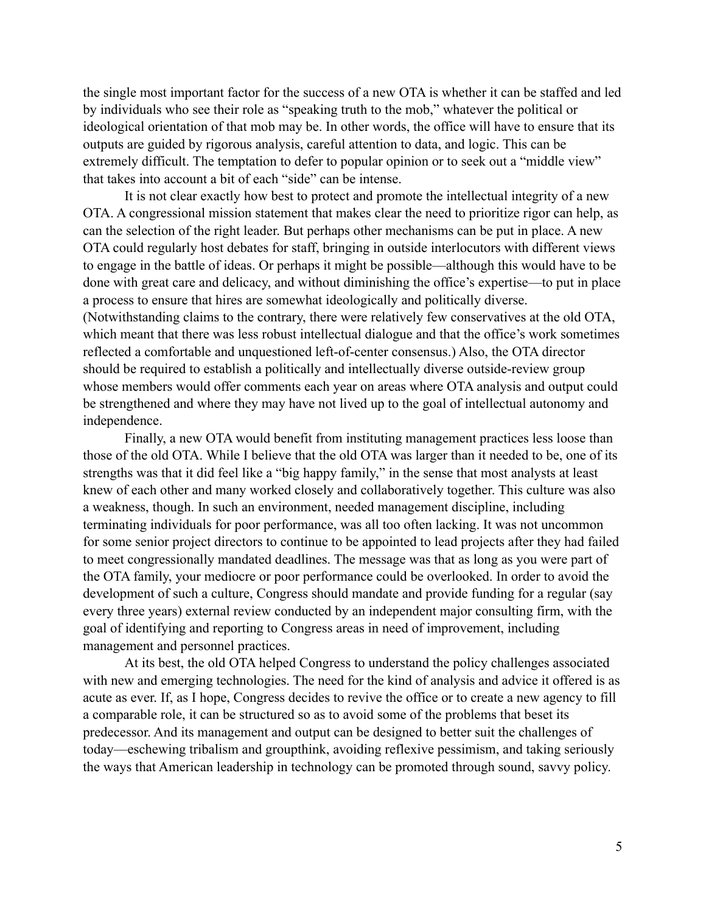the single most important factor for the success of a new OTA is whether it can be staffed and led by individuals who see their role as "speaking truth to the mob," whatever the political or ideological orientation of that mob may be. In other words, the office will have to ensure that its outputs are guided by rigorous analysis, careful attention to data, and logic. This can be extremely difficult. The temptation to defer to popular opinion or to seek out a "middle view" that takes into account a bit of each "side" can be intense.

It is not clear exactly how best to protect and promote the intellectual integrity of a new OTA. A congressional mission statement that makes clear the need to prioritize rigor can help, as can the selection of the right leader. But perhaps other mechanisms can be put in place. A new OTA could regularly host debates for staff, bringing in outside interlocutors with different views to engage in the battle of ideas. Or perhaps it might be possible—although this would have to be done with great care and delicacy, and without diminishing the office's expertise—to put in place a process to ensure that hires are somewhat ideologically and politically diverse. (Notwithstanding claims to the contrary, there were relatively few conservatives at the old OTA, which meant that there was less robust intellectual dialogue and that the office's work sometimes reflected a comfortable and unquestioned left-of-center consensus.) Also, the OTA director should be required to establish a politically and intellectually diverse outside-review group whose members would offer comments each year on areas where OTA analysis and output could be strengthened and where they may have not lived up to the goal of intellectual autonomy and independence.

Finally, a new OTA would benefit from instituting management practices less loose than those of the old OTA. While I believe that the old OTA was larger than it needed to be, one of its strengths was that it did feel like a "big happy family," in the sense that most analysts at least knew of each other and many worked closely and collaboratively together. This culture was also a weakness, though. In such an environment, needed management discipline, including terminating individuals for poor performance, was all too often lacking. It was not uncommon for some senior project directors to continue to be appointed to lead projects after they had failed to meet congressionally mandated deadlines. The message was that as long as you were part of the OTA family, your mediocre or poor performance could be overlooked. In order to avoid the development of such a culture, Congress should mandate and provide funding for a regular (say every three years) external review conducted by an independent major consulting firm, with the goal of identifying and reporting to Congress areas in need of improvement, including management and personnel practices.

At its best, the old OTA helped Congress to understand the policy challenges associated with new and emerging technologies. The need for the kind of analysis and advice it offered is as acute as ever. If, as I hope, Congress decides to revive the office or to create a new agency to fill a comparable role, it can be structured so as to avoid some of the problems that beset its predecessor. And its management and output can be designed to better suit the challenges of today—eschewing tribalism and groupthink, avoiding reflexive pessimism, and taking seriously the ways that American leadership in technology can be promoted through sound, savvy policy.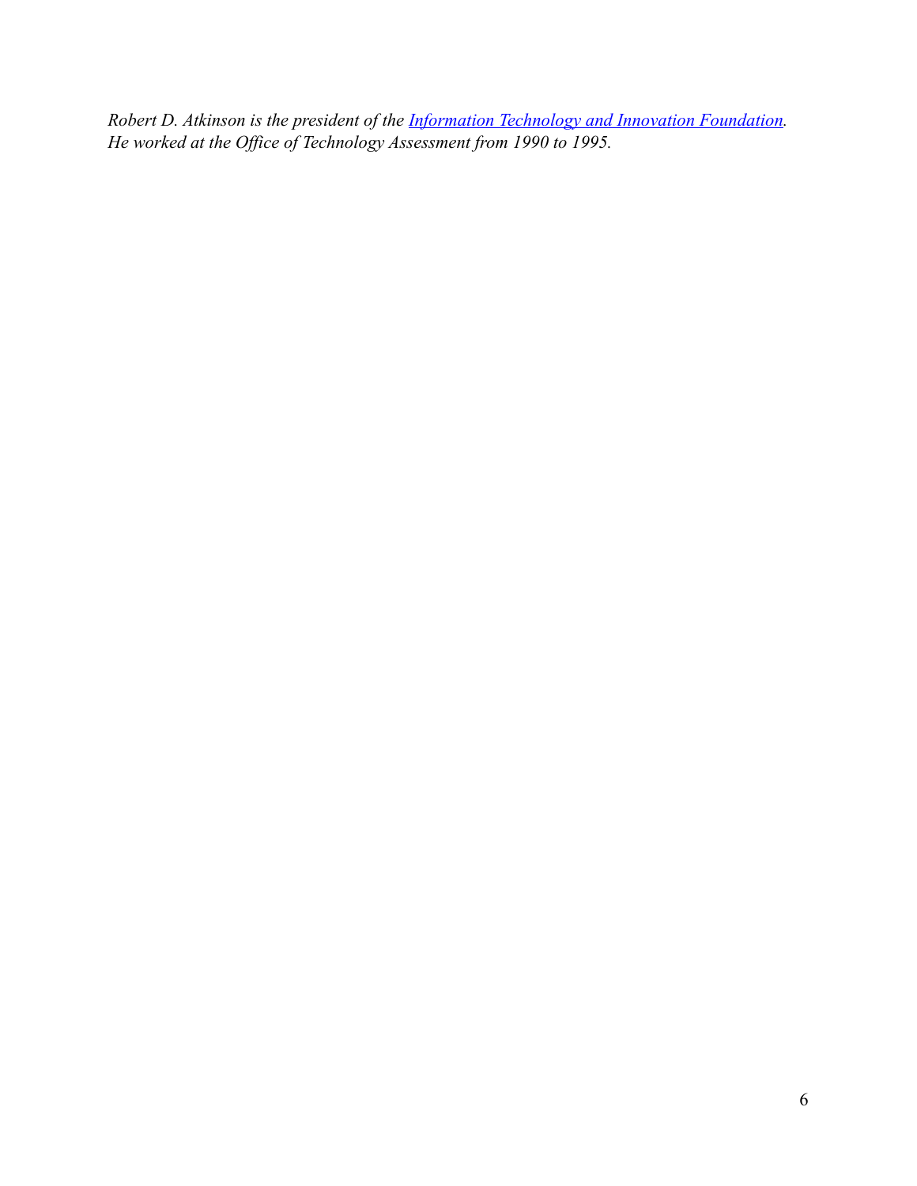*Robert D. Atkinson is the president of the Information Technology and Innovation Foundation. He worked at the Office of Technology Assessment from 1990 to 1995.*